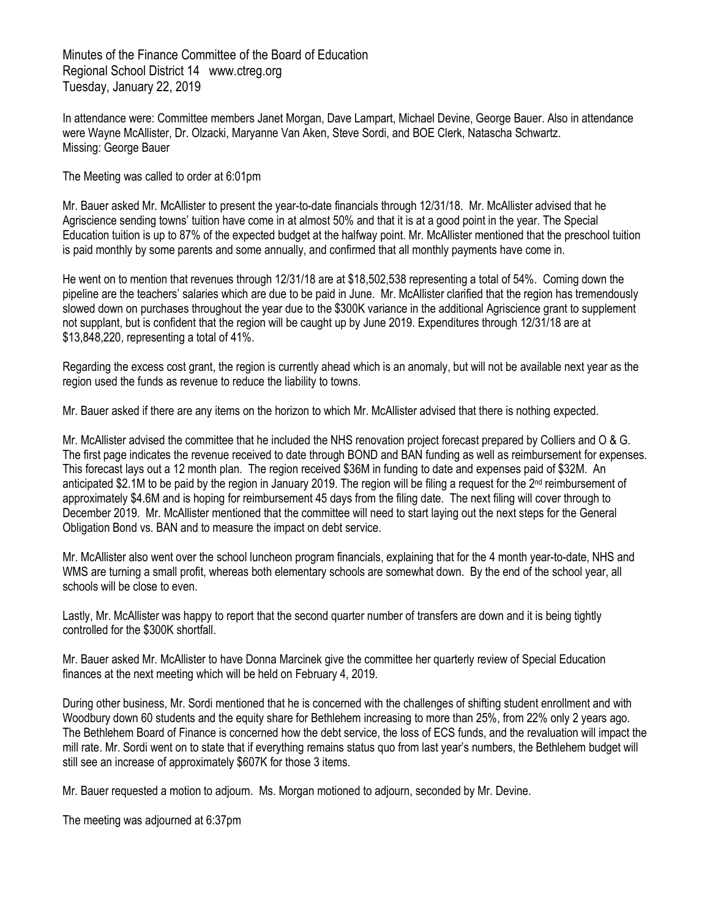Minutes of the Finance Committee of the Board of Education
Regional School District 14 www.ctreg.org
Tuesday, January 22, 2019

In attendance were: Committee members Janet Morgan, Dave Lampart, Michael Devine, George Bauer. Also in attendance were Wayne McAllister, Dr. Olzacki, Maryanne Van Aken, Steve Sordi, and BOE Clerk, Natascha Schwartz.
Missing: George Bauer

The Meeting was called to order at 6:01pm

Mr. Bauer asked Mr. McAllister to present the year-to-date financials through 12/31/18. Mr. McAllister advised that he Agriscience sending towns' tuition have come in at almost 50% and that it is at a good point in the year. The Special Education tuition is up to 87% of the expected budget at the halfway point. Mr. McAllister mentioned that the preschool tuition is paid monthly by some parents and some annually, and confirmed that all monthly payments have come in.

He went on to mention that revenues through 12/31/18 are at $18,502,538 representing a total of 54%. Coming down the pipeline are the teachers' salaries which are due to be paid in June. Mr. McAllister clarified that the region has tremendously slowed down on purchases throughout the year due to the $300K variance in the additional Agriscience grant to supplement not supplant, but is confident that the region will be caught up by June 2019. Expenditures through 12/31/18 are at $13,848,220, representing a total of 41%.

Regarding the excess cost grant, the region is currently ahead which is an anomaly, but will not be available next year as the region used the funds as revenue to reduce the liability to towns.

Mr. Bauer asked if there are any items on the horizon to which Mr. McAllister advised that there is nothing expected.

Mr. McAllister advised the committee that he included the NHS renovation project forecast prepared by Colliers and O & G. The first page indicates the revenue received to date through BOND and BAN funding as well as reimbursement for expenses. This forecast lays out a 12 month plan. The region received $36M in funding to date and expenses paid of $32M. An anticipated $2.1M to be paid by the region in January 2019. The region will be filing a request for the 2nd reimbursement of approximately $4.6M and is hoping for reimbursement 45 days from the filing date. The next filing will cover through to December 2019. Mr. McAllister mentioned that the committee will need to start laying out the next steps for the General Obligation Bond vs. BAN and to measure the impact on debt service.

Mr. McAllister also went over the school luncheon program financials, explaining that for the 4 month year-to-date, NHS and WMS are turning a small profit, whereas both elementary schools are somewhat down. By the end of the school year, all schools will be close to even.

Lastly, Mr. McAllister was happy to report that the second quarter number of transfers are down and it is being tightly controlled for the $300K shortfall.

Mr. Bauer asked Mr. McAllister to have Donna Marcinek give the committee her quarterly review of Special Education finances at the next meeting which will be held on February 4, 2019.

During other business, Mr. Sordi mentioned that he is concerned with the challenges of shifting student enrollment and with Woodbury down 60 students and the equity share for Bethlehem increasing to more than 25%, from 22% only 2 years ago. The Bethlehem Board of Finance is concerned how the debt service, the loss of ECS funds, and the revaluation will impact the mill rate. Mr. Sordi went on to state that if everything remains status quo from last year's numbers, the Bethlehem budget will still see an increase of approximately $607K for those 3 items.

Mr. Bauer requested a motion to adjourn. Ms. Morgan motioned to adjourn, seconded by Mr. Devine.

The meeting was adjourned at 6:37pm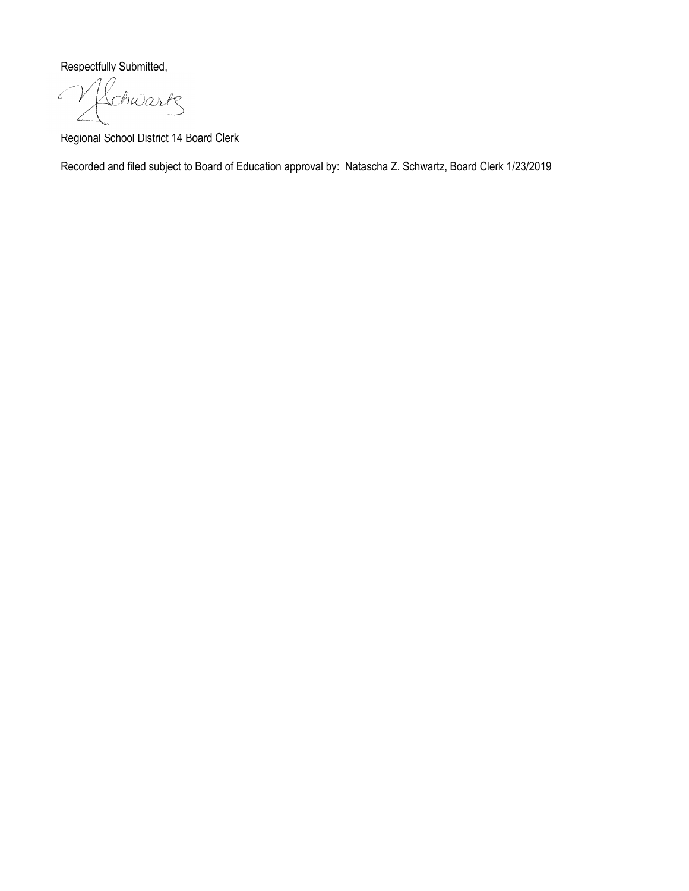Respectfully Submitted,

NSchwartz

Regional School District 14 Board Clerk

Recorded and filed subject to Board of Education approval by: Natascha Z. Schwartz, Board Clerk 1/23/2019